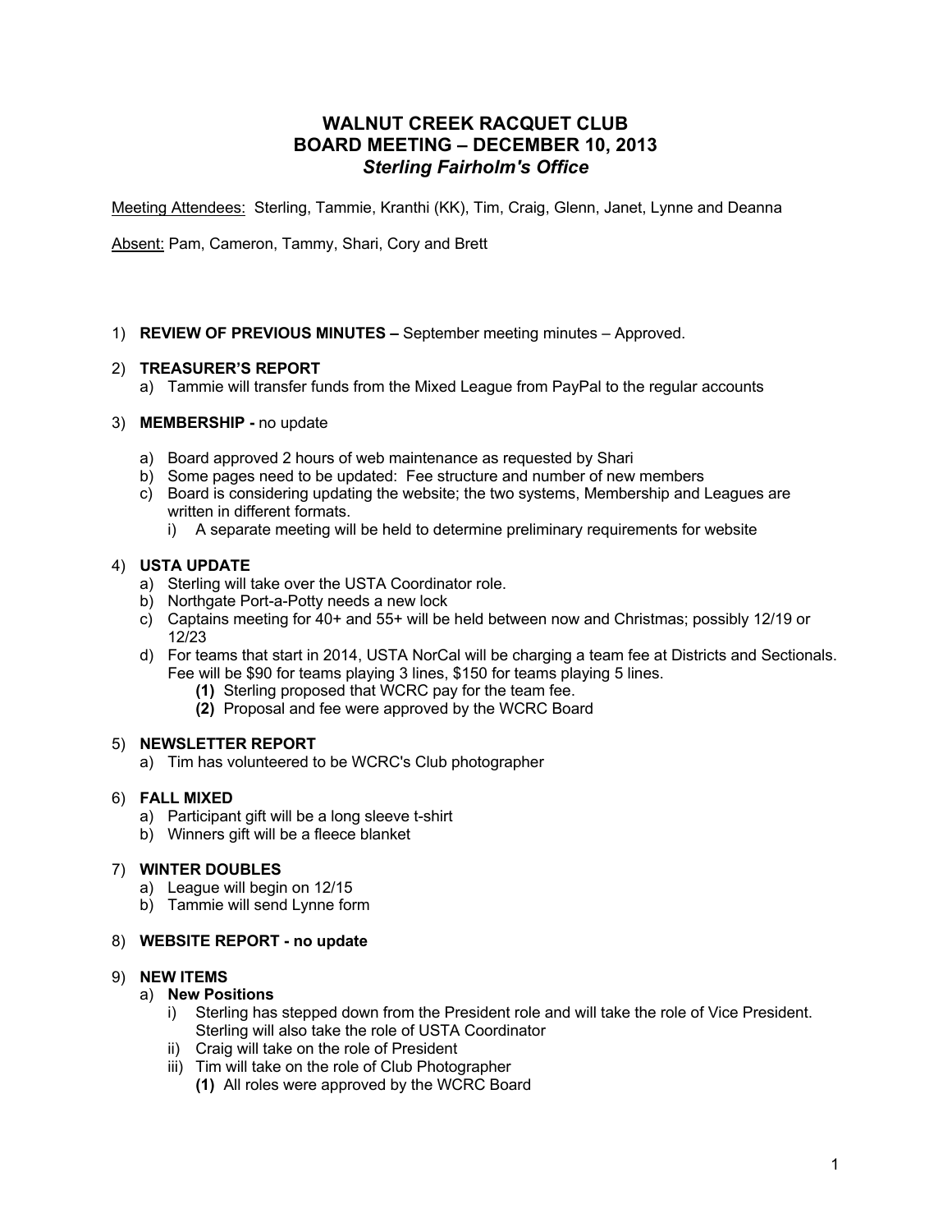# WALNUT CREEK RACQUET CLUB
## BOARD MEETING – DECEMBER 10, 2013
### *Sterling Fairholm's Office*

Meeting Attendees: Sterling, Tammie, Kranthi (KK), Tim, Craig, Glenn, Janet, Lynne and Deanna

Absent: Pam, Cameron, Tammy, Shari, Cory and Brett

1) **REVIEW OF PREVIOUS MINUTES –** September meeting minutes – Approved.

2) **TREASURER'S REPORT**
   a) Tammie will transfer funds from the Mixed League from PayPal to the regular accounts

3) **MEMBERSHIP -** no update
   a) Board approved 2 hours of web maintenance as requested by Shari
   b) Some pages need to be updated: Fee structure and number of new members
   c) Board is considering updating the website; the two systems, Membership and Leagues are written in different formats.
      i) A separate meeting will be held to determine preliminary requirements for website

4) **USTA UPDATE**
   a) Sterling will take over the USTA Coordinator role.
   b) Northgate Port-a-Potty needs a new lock
   c) Captains meeting for 40+ and 55+ will be held between now and Christmas; possibly 12/19 or 12/23
   d) For teams that start in 2014, USTA NorCal will be charging a team fee at Districts and Sectionals. Fee will be $90 for teams playing 3 lines, $150 for teams playing 5 lines.
      **(1)** Sterling proposed that WCRC pay for the team fee.
      **(2)** Proposal and fee were approved by the WCRC Board

5) **NEWSLETTER REPORT**
   a) Tim has volunteered to be WCRC's Club photographer

6) **FALL MIXED**
   a) Participant gift will be a long sleeve t-shirt
   b) Winners gift will be a fleece blanket

7) **WINTER DOUBLES**
   a) League will begin on 12/15
   b) Tammie will send Lynne form

8) **WEBSITE REPORT - no update**

9) **NEW ITEMS**
   a) **New Positions**
      i) Sterling has stepped down from the President role and will take the role of Vice President. Sterling will also take the role of USTA Coordinator
      ii) Craig will take on the role of President
      iii) Tim will take on the role of Club Photographer
         **(1)** All roles were approved by the WCRC Board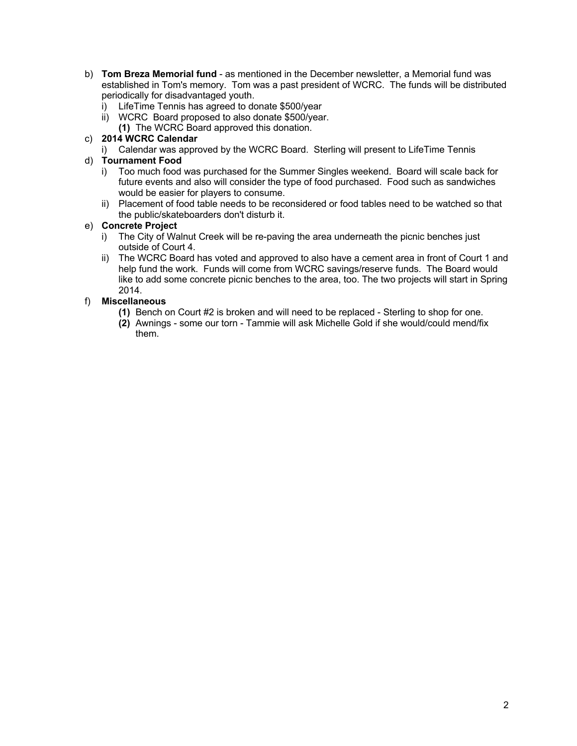b) **Tom Breza Memorial fund** - as mentioned in the December newsletter, a Memorial fund was established in Tom's memory. Tom was a past president of WCRC. The funds will be distributed periodically for disadvantaged youth.
   i) LifeTime Tennis has agreed to donate $500/year
   ii) WCRC Board proposed to also donate $500/year.
      **(1)** The WCRC Board approved this donation.

c) **2014 WCRC Calendar**
   i) Calendar was approved by the WCRC Board. Sterling will present to LifeTime Tennis

d) **Tournament Food**
   i) Too much food was purchased for the Summer Singles weekend. Board will scale back for future events and also will consider the type of food purchased. Food such as sandwiches would be easier for players to consume.
   ii) Placement of food table needs to be reconsidered or food tables need to be watched so that the public/skateboarders don't disturb it.

e) **Concrete Project**
   i) The City of Walnut Creek will be re-paving the area underneath the picnic benches just outside of Court 4.
   ii) The WCRC Board has voted and approved to also have a cement area in front of Court 1 and help fund the work. Funds will come from WCRC savings/reserve funds. The Board would like to add some concrete picnic benches to the area, too. The two projects will start in Spring 2014.

f) **Miscellaneous**
      **(1)** Bench on Court #2 is broken and will need to be replaced - Sterling to shop for one.
      **(2)** Awnings - some our torn - Tammie will ask Michelle Gold if she would/could mend/fix them.